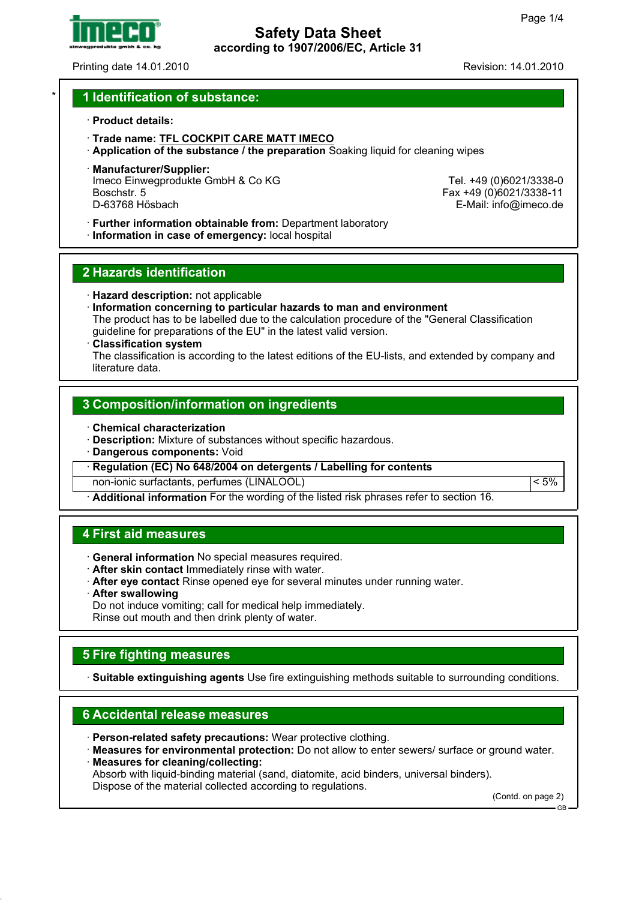# Safety Data Sheet
**according to 1907/2006/EC, Article 31**

Printing date 14.01.2010 Revision: 14.01.2010

## 1 Identification of substance:

· **Product details:**

· **Trade name: TFL COCKPIT CARE MATT IMECO**
· **Application of the substance / the preparation** Soaking liquid for cleaning wipes

· **Manufacturer/Supplier:**
Imeco Einwegprodukte GmbH & Co KG
Boschstr. 5
D-63768 Hösbach
Tel. +49 (0)6021/3338-0
Fax +49 (0)6021/3338-11
E-Mail: info@imeco.de

· **Further information obtainable from:** Department laboratory
· **Information in case of emergency:** local hospital

## 2 Hazards identification

· **Hazard description:** not applicable
· **Information concerning to particular hazards to man and environment**
The product has to be labelled due to the calculation procedure of the "General Classification guideline for preparations of the EU" in the latest valid version.
· **Classification system**
The classification is according to the latest editions of the EU-lists, and extended by company and literature data.

## 3 Composition/information on ingredients

· **Chemical characterization**
· **Description:** Mixture of substances without specific hazardous.
· **Dangerous components:** Void

| · Regulation (EC) No 648/2004 on detergents / Labelling for contents | |
|---|---|
| non-ionic surfactants, perfumes (LINALOOL) | < 5% |

· **Additional information** For the wording of the listed risk phrases refer to section 16.

## 4 First aid measures

· **General information** No special measures required.
· **After skin contact** Immediately rinse with water.
· **After eye contact** Rinse opened eye for several minutes under running water.
· **After swallowing**
Do not induce vomiting; call for medical help immediately.
Rinse out mouth and then drink plenty of water.

## 5 Fire fighting measures

· **Suitable extinguishing agents** Use fire extinguishing methods suitable to surrounding conditions.

## 6 Accidental release measures

· **Person-related safety precautions:** Wear protective clothing.
· **Measures for environmental protection:** Do not allow to enter sewers/ surface or ground water.
· **Measures for cleaning/collecting:**
Absorb with liquid-binding material (sand, diatomite, acid binders, universal binders).
Dispose of the material collected according to regulations.

(Contd. on page 2)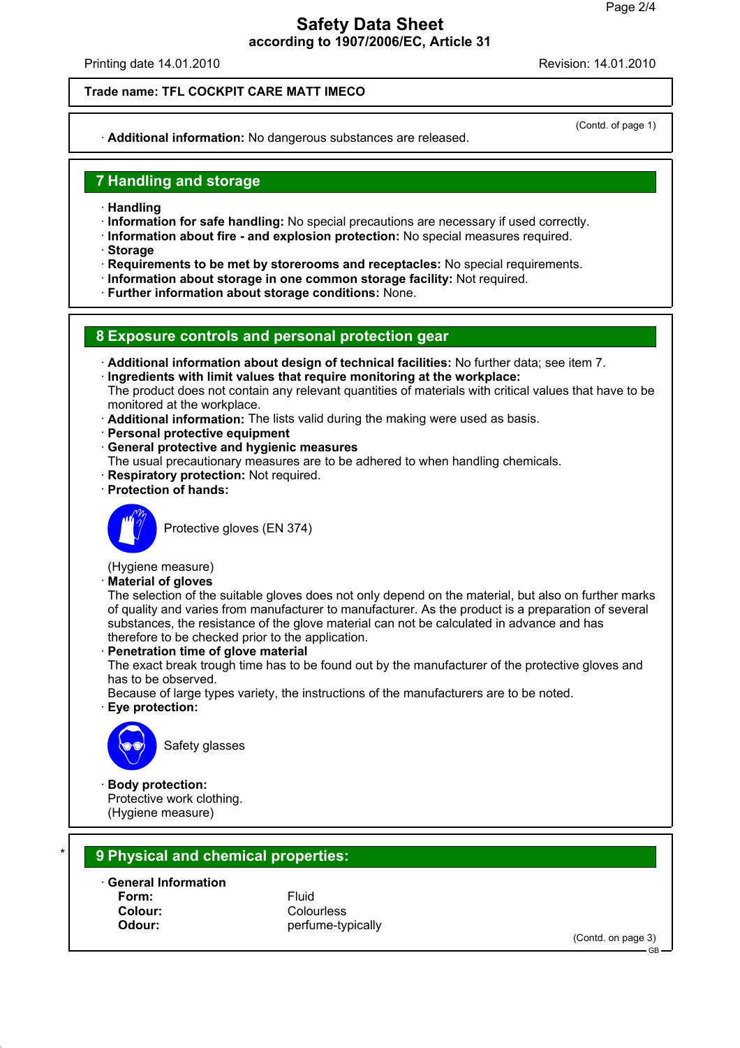Safety Data Sheet
according to 1907/2006/EC, Article 31

Printing date 14.01.2010 Revision: 14.01.2010

**Trade name: TFL COCKPIT CARE MATT IMECO**

(Contd. of page 1)

· **Additional information:** No dangerous substances are released.

## 7 Handling and storage

· **Handling**
· **Information for safe handling:** No special precautions are necessary if used correctly.
· **Information about fire - and explosion protection:** No special measures required.
· **Storage**
· **Requirements to be met by storerooms and receptacles:** No special requirements.
· **Information about storage in one common storage facility:** Not required.
· **Further information about storage conditions:** None.

## 8 Exposure controls and personal protection gear

· **Additional information about design of technical facilities:** No further data; see item 7.
· **Ingredients with limit values that require monitoring at the workplace:**
The product does not contain any relevant quantities of materials with critical values that have to be monitored at the workplace.
· **Additional information:** The lists valid during the making were used as basis.
· **Personal protective equipment**
· **General protective and hygienic measures**
The usual precautionary measures are to be adhered to when handling chemicals.
· **Respiratory protection:** Not required.
· **Protection of hands:**

Protective gloves (EN 374)

(Hygiene measure)
· **Material of gloves**
The selection of the suitable gloves does not only depend on the material, but also on further marks of quality and varies from manufacturer to manufacturer. As the product is a preparation of several substances, the resistance of the glove material can not be calculated in advance and has therefore to be checked prior to the application.
· **Penetration time of glove material**
The exact break trough time has to be found out by the manufacturer of the protective gloves and has to be observed.
Because of large types variety, the instructions of the manufacturers are to be noted.
· **Eye protection:**

Safety glasses

· **Body protection:**
Protective work clothing.
(Hygiene measure)

## 9 Physical and chemical properties:

· **General Information**

| | |
|---|---|
| **Form:** | Fluid |
| **Colour:** | Colourless |
| **Odour:** | perfume-typically |

(Contd. on page 3)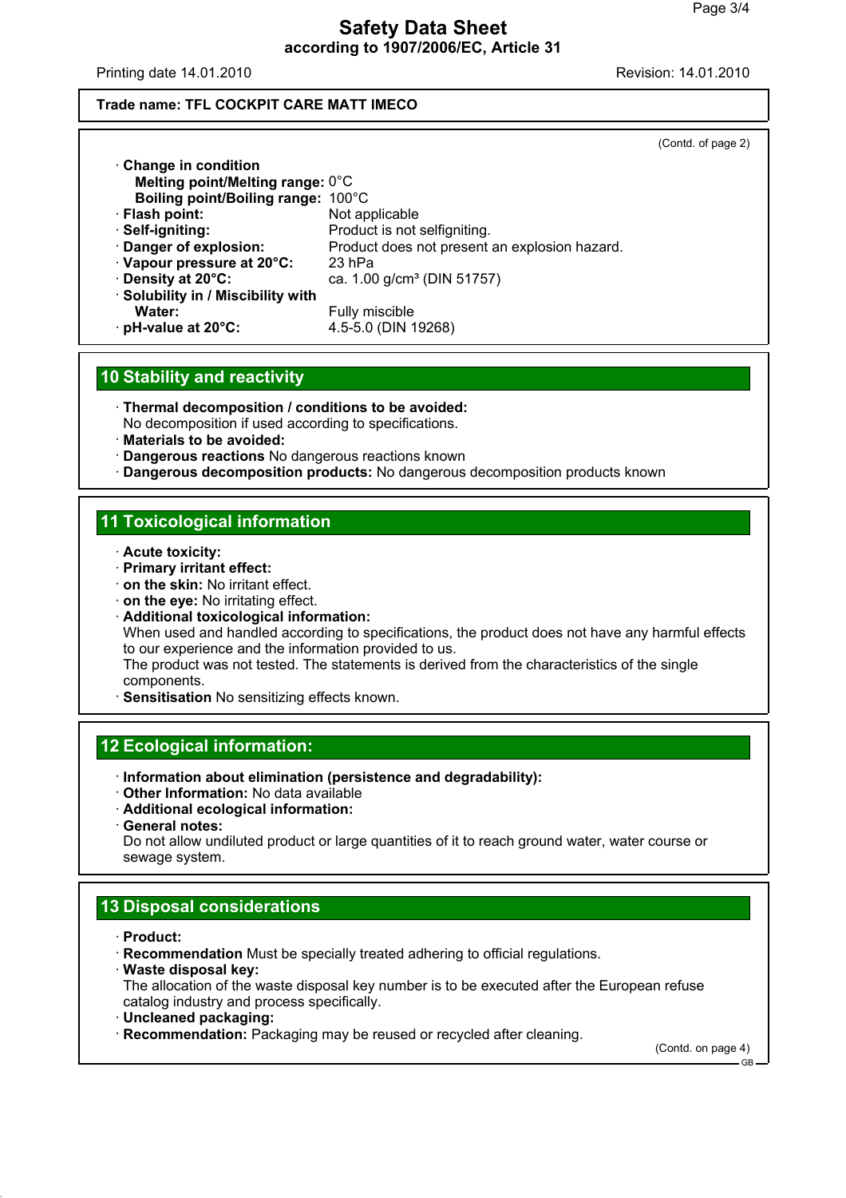**Trade name: TFL COCKPIT CARE MATT IMECO**

(Contd. of page 2)

· **Change in condition**
  **Melting point/Melting range:** 0°C
  **Boiling point/Boiling range:** 100°C
· **Flash point:** Not applicable
· **Self-igniting:** Product is not selfigniting.
· **Danger of explosion:** Product does not present an explosion hazard.
· **Vapour pressure at 20°C:** 23 hPa
· **Density at 20°C:** ca. 1.00 g/cm³ (DIN 51757)
· **Solubility in / Miscibility with**
  **Water:** Fully miscible
· **pH-value at 20°C:** 4.5-5.0 (DIN 19268)

## 10 Stability and reactivity

· **Thermal decomposition / conditions to be avoided:**
No decomposition if used according to specifications.
· **Materials to be avoided:**
· **Dangerous reactions** No dangerous reactions known
· **Dangerous decomposition products:** No dangerous decomposition products known

## 11 Toxicological information

· **Acute toxicity:**
· **Primary irritant effect:**
· **on the skin:** No irritant effect.
· **on the eye:** No irritating effect.
· **Additional toxicological information:**
When used and handled according to specifications, the product does not have any harmful effects to our experience and the information provided to us.
The product was not tested. The statements is derived from the characteristics of the single components.
· **Sensitisation** No sensitizing effects known.

## 12 Ecological information:

· **Information about elimination (persistence and degradability):**
· **Other Information:** No data available
· **Additional ecological information:**
· **General notes:**
Do not allow undiluted product or large quantities of it to reach ground water, water course or sewage system.

## 13 Disposal considerations

· **Product:**
· **Recommendation** Must be specially treated adhering to official regulations.
· **Waste disposal key:**
The allocation of the waste disposal key number is to be executed after the European refuse catalog industry and process specifically.
· **Uncleaned packaging:**
· **Recommendation:** Packaging may be reused or recycled after cleaning.

(Contd. on page 4)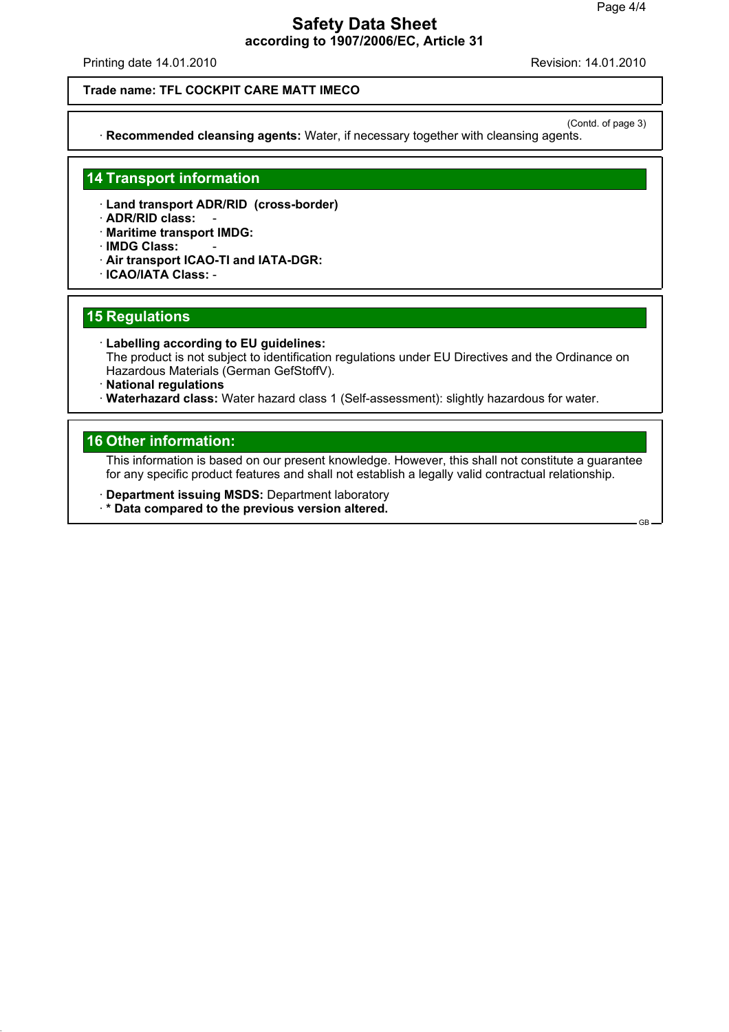# Safety Data Sheet
**according to 1907/2006/EC, Article 31**

Printing date 14.01.2010 Revision: 14.01.2010

**Trade name: TFL COCKPIT CARE MATT IMECO**

(Contd. of page 3)

· **Recommended cleansing agents:** Water, if necessary together with cleansing agents.

## 14 Transport information

· **Land transport ADR/RID (cross-border)**
· **ADR/RID class:** -
· **Maritime transport IMDG:**
· **IMDG Class:** -
· **Air transport ICAO-TI and IATA-DGR:**
· **ICAO/IATA Class:** -

## 15 Regulations

· **Labelling according to EU guidelines:**
The product is not subject to identification regulations under EU Directives and the Ordinance on Hazardous Materials (German GefStoffV).
· **National regulations**
· **Waterhazard class:** Water hazard class 1 (Self-assessment): slightly hazardous for water.

## 16 Other information:

This information is based on our present knowledge. However, this shall not constitute a guarantee for any specific product features and shall not establish a legally valid contractual relationship.

· **Department issuing MSDS:** Department laboratory
· **\* Data compared to the previous version altered.**

GB